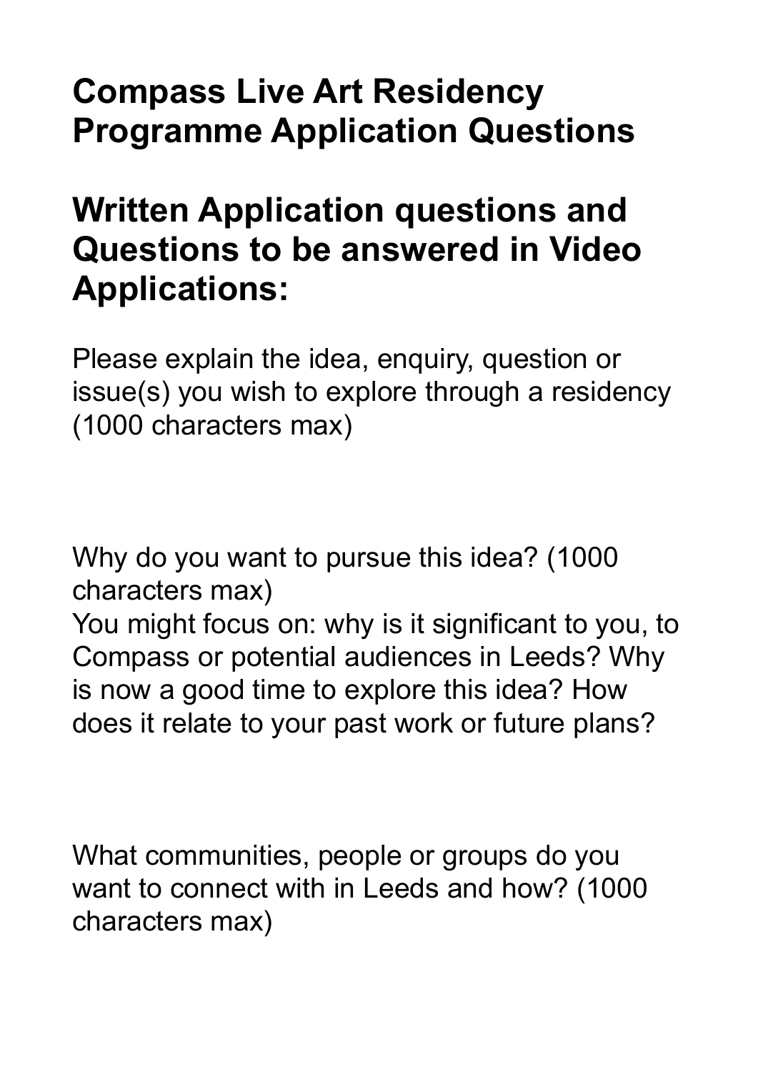# Compass Live Art Residency Programme Application Questions

## Written Application questions and Questions to be answered in Video Applications:

Please explain the idea, enquiry, question or issue(s) you wish to explore through a residency (1000 characters max)

Why do you want to pursue this idea? (1000 characters max)
You might focus on: why is it significant to you, to Compass or potential audiences in Leeds? Why is now a good time to explore this idea? How does it relate to your past work or future plans?

What communities, people or groups do you want to connect with in Leeds and how? (1000 characters max)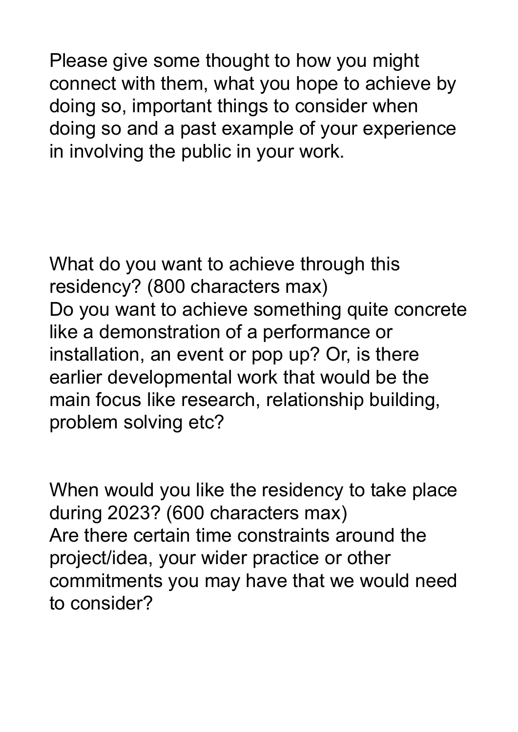Please give some thought to how you might connect with them, what you hope to achieve by doing so, important things to consider when doing so and a past example of your experience in involving the public in your work.

What do you want to achieve through this residency? (800 characters max)
Do you want to achieve something quite concrete like a demonstration of a performance or installation, an event or pop up? Or, is there earlier developmental work that would be the main focus like research, relationship building, problem solving etc?

When would you like the residency to take place during 2023? (600 characters max)
Are there certain time constraints around the project/idea, your wider practice or other commitments you may have that we would need to consider?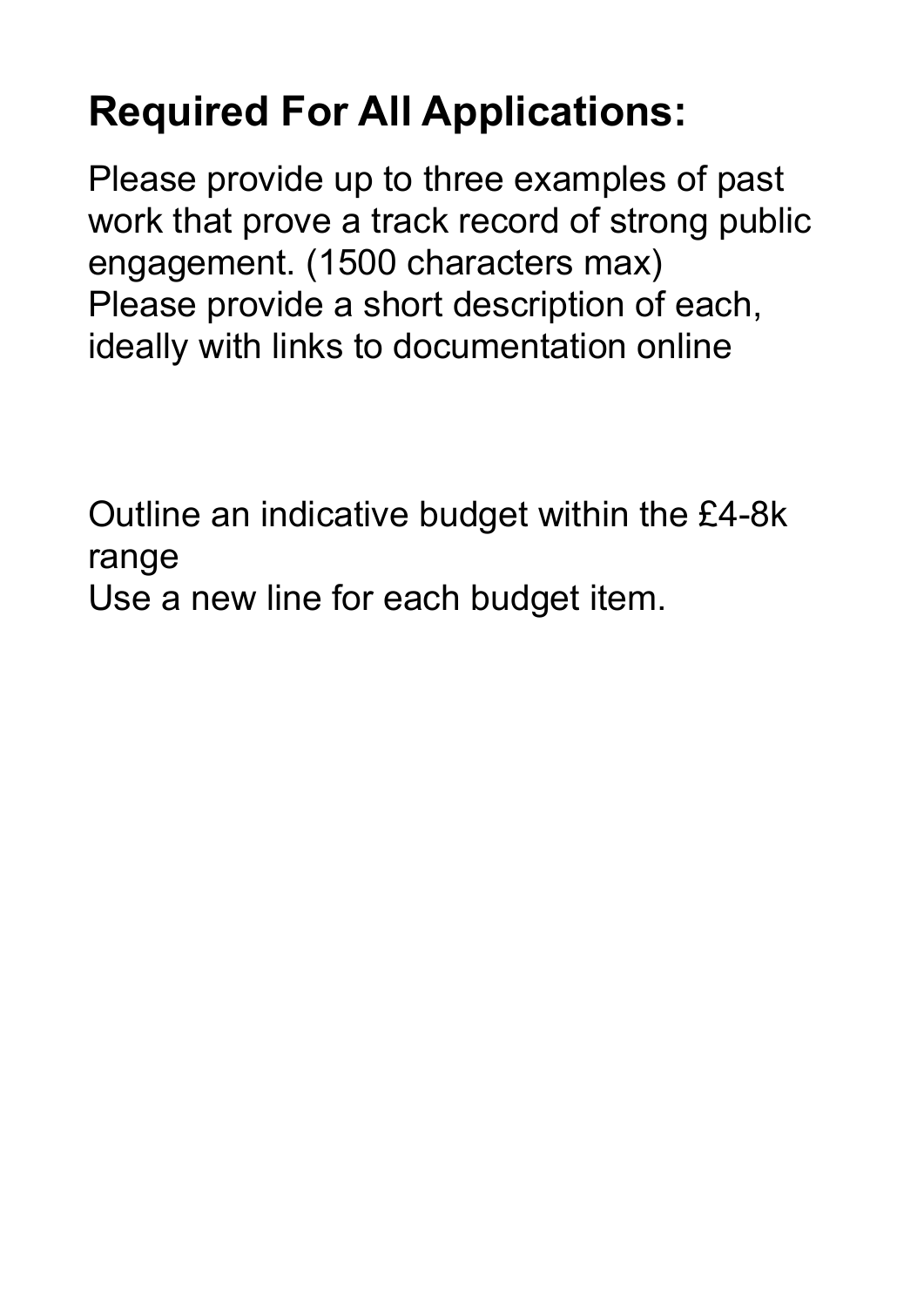## Required For All Applications:

Please provide up to three examples of past work that prove a track record of strong public engagement. (1500 characters max)
Please provide a short description of each, ideally with links to documentation online

Outline an indicative budget within the £4-8k range
Use a new line for each budget item.